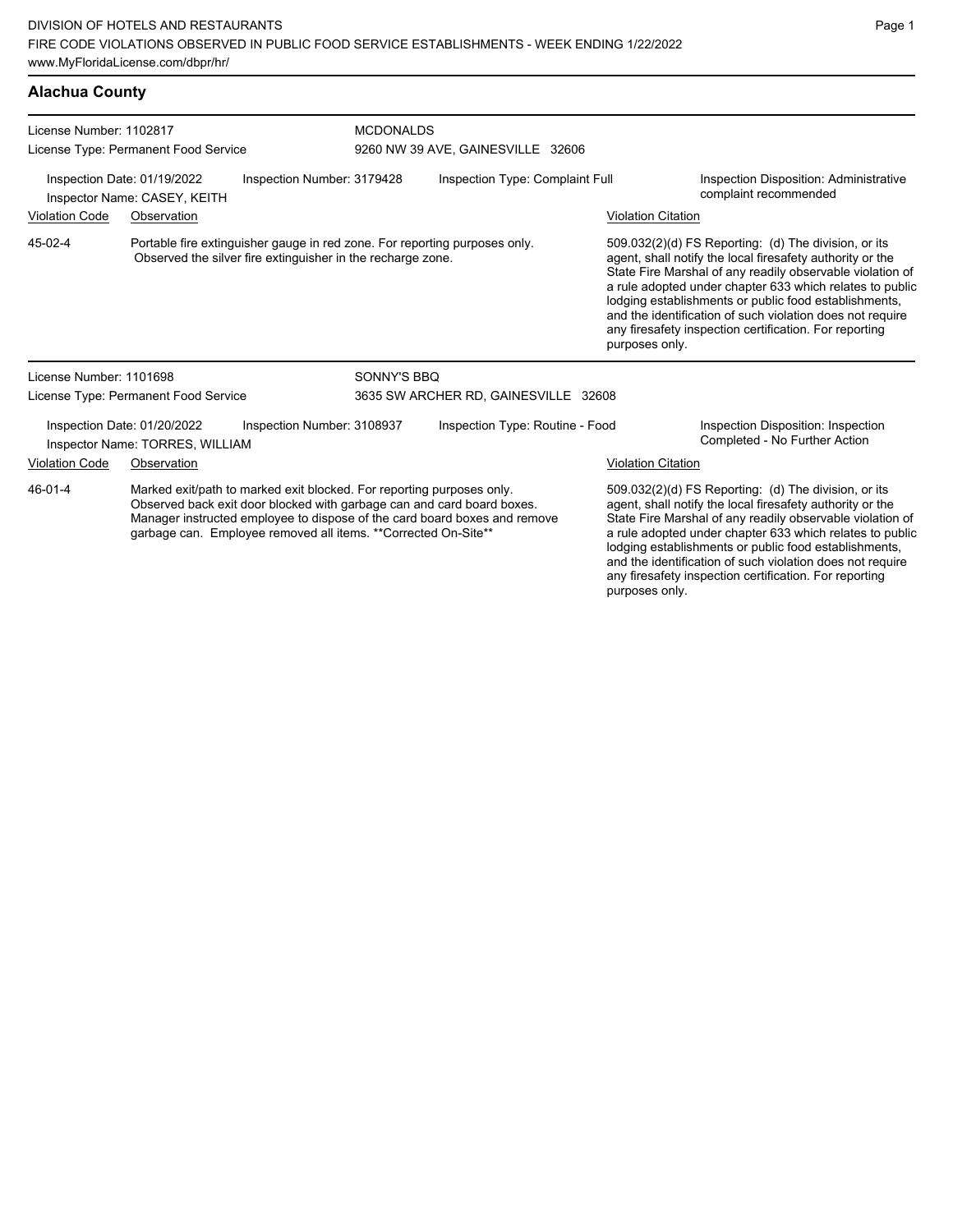DIVISION OF HOTELS AND RESTAURANTS
FIRE CODE VIOLATIONS OBSERVED IN PUBLIC FOOD SERVICE ESTABLISHMENTS - WEEK ENDING 1/22/2022
www.MyFloridaLicense.com/dbpr/hr/

## Alachua County

**License Number:** 1102817
**License Type:** Permanent Food Service
**MCDONALDS**
9260 NW 39 AVE, GAINESVILLE 32606

Inspection Date: 01/19/2022
Inspector Name: CASEY, KEITH
Inspection Number: 3179428
Inspection Type: Complaint Full
Inspection Disposition: Administrative complaint recommended

| Violation Code | Observation | Violation Citation |
| --- | --- | --- |
| 45-02-4 | Portable fire extinguisher gauge in red zone. For reporting purposes only. Observed the silver fire extinguisher in the recharge zone. | 509.032(2)(d) FS Reporting: (d) The division, or its agent, shall notify the local firesafety authority or the State Fire Marshal of any readily observable violation of a rule adopted under chapter 633 which relates to public lodging establishments or public food establishments, and the identification of such violation does not require any firesafety inspection certification. For reporting purposes only. |

**License Number:** 1101698
**License Type:** Permanent Food Service
**SONNY'S BBQ**
3635 SW ARCHER RD, GAINESVILLE 32608

Inspection Date: 01/20/2022
Inspector Name: TORRES, WILLIAM
Inspection Number: 3108937
Inspection Type: Routine - Food
Inspection Disposition: Inspection Completed - No Further Action

| Violation Code | Observation | Violation Citation |
| --- | --- | --- |
| 46-01-4 | Marked exit/path to marked exit blocked. For reporting purposes only. Observed back exit door blocked with garbage can and card board boxes. Manager instructed employee to dispose of the card board boxes and remove garbage can. Employee removed all items. **Corrected On-Site** | 509.032(2)(d) FS Reporting: (d) The division, or its agent, shall notify the local firesafety authority or the State Fire Marshal of any readily observable violation of a rule adopted under chapter 633 which relates to public lodging establishments or public food establishments, and the identification of such violation does not require any firesafety inspection certification. For reporting purposes only. |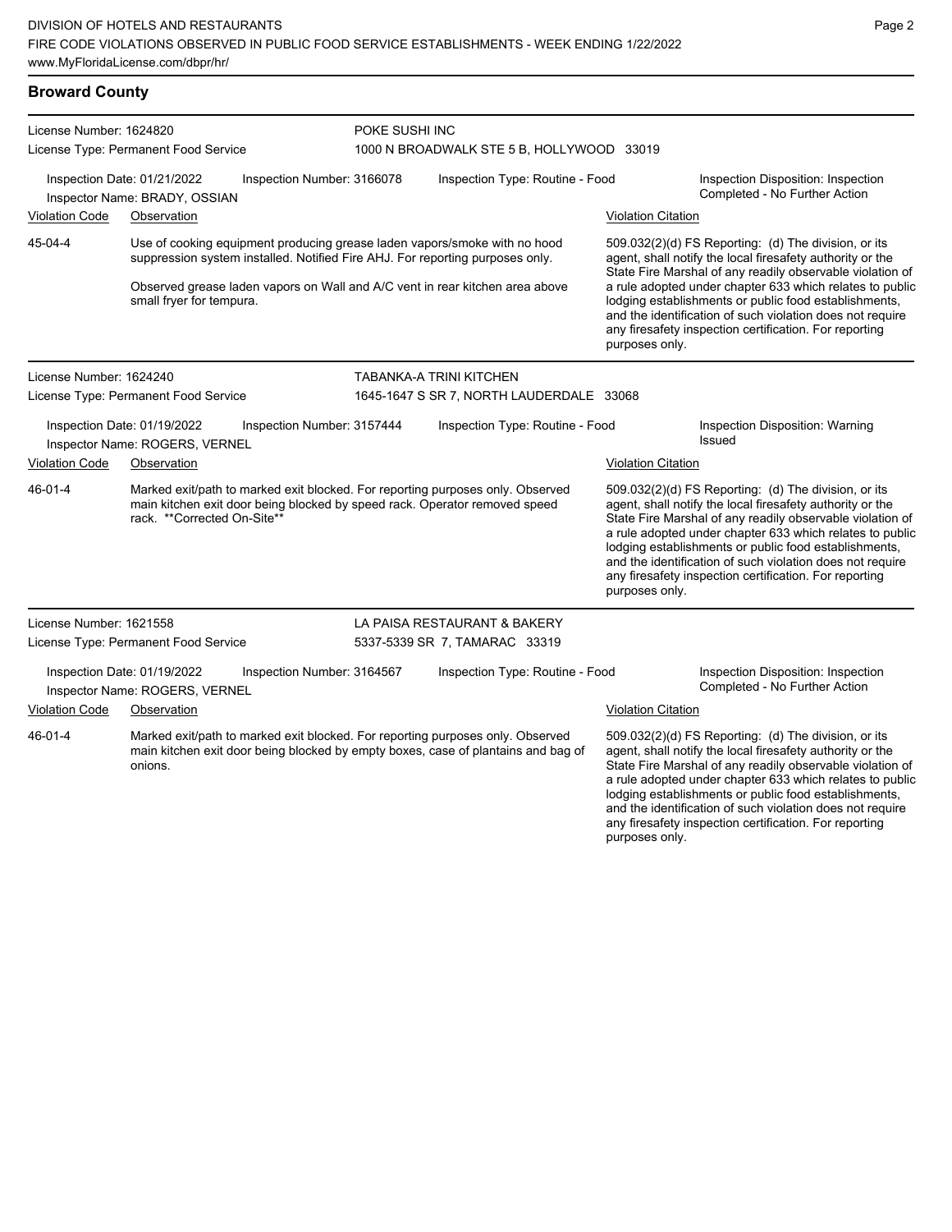## Broward County

**License Number:** 1624820
**License Type:** Permanent Food Service

**POKE SUSHI INC**
1000 N BROADWALK STE 5 B, HOLLYWOOD 33019

**Inspection Date:** 01/21/2022
**Inspection Number:** 3166078
**Inspection Type:** Routine - Food
**Inspection Disposition:** Inspection Completed - No Further Action
**Inspector Name:** BRADY, OSSIAN

| Violation Code | Observation | Violation Citation |
|---|---|---|
| 45-04-4 | Use of cooking equipment producing grease laden vapors/smoke with no hood suppression system installed. Notified Fire AHJ. For reporting purposes only.<br><br>Observed grease laden vapors on Wall and A/C vent in rear kitchen area above small fryer for tempura. | 509.032(2)(d) FS Reporting: (d) The division, or its agent, shall notify the local firesafety authority or the State Fire Marshal of any readily observable violation of a rule adopted under chapter 633 which relates to public lodging establishments or public food establishments, and the identification of such violation does not require any firesafety inspection certification. For reporting purposes only. |

---

**License Number:** 1624240
**License Type:** Permanent Food Service

**TABANKA-A TRINI KITCHEN**
1645-1647 S SR 7, NORTH LAUDERDALE 33068

**Inspection Date:** 01/19/2022
**Inspection Number:** 3157444
**Inspection Type:** Routine - Food
**Inspection Disposition:** Warning Issued
**Inspector Name:** ROGERS, VERNEL

| Violation Code | Observation | Violation Citation |
|---|---|---|
| 46-01-4 | Marked exit/path to marked exit blocked. For reporting purposes only. Observed main kitchen exit door being blocked by speed rack. Operator removed speed rack. **Corrected On-Site** | 509.032(2)(d) FS Reporting: (d) The division, or its agent, shall notify the local firesafety authority or the State Fire Marshal of any readily observable violation of a rule adopted under chapter 633 which relates to public lodging establishments or public food establishments, and the identification of such violation does not require any firesafety inspection certification. For reporting purposes only. |

---

**License Number:** 1621558
**License Type:** Permanent Food Service

**LA PAISA RESTAURANT & BAKERY**
5337-5339 SR 7, TAMARAC 33319

**Inspection Date:** 01/19/2022
**Inspection Number:** 3164567
**Inspection Type:** Routine - Food
**Inspection Disposition:** Inspection Completed - No Further Action
**Inspector Name:** ROGERS, VERNEL

| Violation Code | Observation | Violation Citation |
|---|---|---|
| 46-01-4 | Marked exit/path to marked exit blocked. For reporting purposes only. Observed main kitchen exit door being blocked by empty boxes, case of plantains and bag of onions. | 509.032(2)(d) FS Reporting: (d) The division, or its agent, shall notify the local firesafety authority or the State Fire Marshal of any readily observable violation of a rule adopted under chapter 633 which relates to public lodging establishments or public food establishments, and the identification of such violation does not require any firesafety inspection certification. For reporting purposes only. |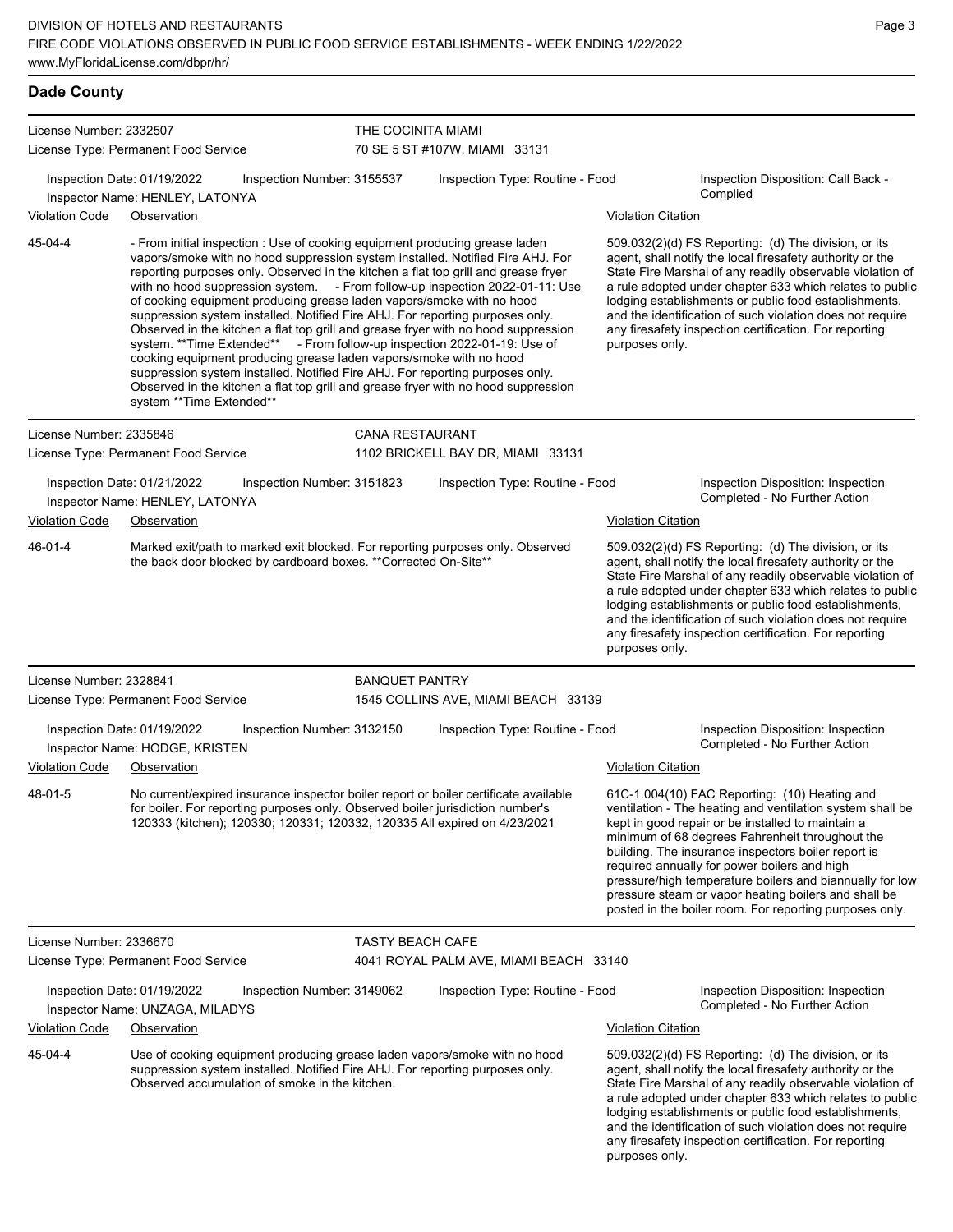## Dade County

**License Number:** 2332507
**License Type:** Permanent Food Service

**THE COCINITA MIAMI**
70 SE 5 ST #107W, MIAMI 33131

**Inspection Date:** 01/19/2022 | **Inspection Number:** 3155537 | **Inspection Type:** Routine - Food | **Inspection Disposition:** Call Back - Complied
**Inspector Name:** HENLEY, LATONYA

| Violation Code | Observation | Violation Citation |
| --- | --- | --- |
| 45-04-4 | - From initial inspection : Use of cooking equipment producing grease laden vapors/smoke with no hood suppression system installed. Notified Fire AHJ. For reporting purposes only. Observed in the kitchen a flat top grill and grease fryer with no hood suppression system. - From follow-up inspection 2022-01-11: Use of cooking equipment producing grease laden vapors/smoke with no hood suppression system installed. Notified Fire AHJ. For reporting purposes only. Observed in the kitchen a flat top grill and grease fryer with no hood suppression system. **Time Extended** - From follow-up inspection 2022-01-19: Use of cooking equipment producing grease laden vapors/smoke with no hood suppression system installed. Notified Fire AHJ. For reporting purposes only. Observed in the kitchen a flat top grill and grease fryer with no hood suppression system **Time Extended** | 509.032(2)(d) FS Reporting: (d) The division, or its agent, shall notify the local firesafety authority or the State Fire Marshal of any readily observable violation of a rule adopted under chapter 633 which relates to public lodging establishments or public food establishments, and the identification of such violation does not require any firesafety inspection certification. For reporting purposes only. |

**License Number:** 2335846
**License Type:** Permanent Food Service

**CANA RESTAURANT**
1102 BRICKELL BAY DR, MIAMI 33131

**Inspection Date:** 01/21/2022 | **Inspection Number:** 3151823 | **Inspection Type:** Routine - Food | **Inspection Disposition:** Inspection Completed - No Further Action
**Inspector Name:** HENLEY, LATONYA

| Violation Code | Observation | Violation Citation |
| --- | --- | --- |
| 46-01-4 | Marked exit/path to marked exit blocked. For reporting purposes only. Observed the back door blocked by cardboard boxes. **Corrected On-Site** | 509.032(2)(d) FS Reporting: (d) The division, or its agent, shall notify the local firesafety authority or the State Fire Marshal of any readily observable violation of a rule adopted under chapter 633 which relates to public lodging establishments or public food establishments, and the identification of such violation does not require any firesafety inspection certification. For reporting purposes only. |

**License Number:** 2328841
**License Type:** Permanent Food Service

**BANQUET PANTRY**
1545 COLLINS AVE, MIAMI BEACH 33139

**Inspection Date:** 01/19/2022 | **Inspection Number:** 3132150 | **Inspection Type:** Routine - Food | **Inspection Disposition:** Inspection Completed - No Further Action
**Inspector Name:** HODGE, KRISTEN

| Violation Code | Observation | Violation Citation |
| --- | --- | --- |
| 48-01-5 | No current/expired insurance inspector boiler report or boiler certificate available for boiler. For reporting purposes only. Observed boiler jurisdiction number's 120333 (kitchen); 120330; 120331; 120332, 120335 All expired on 4/23/2021 | 61C-1.004(10) FAC Reporting: (10) Heating and ventilation - The heating and ventilation system shall be kept in good repair or be installed to maintain a minimum of 68 degrees Fahrenheit throughout the building. The insurance inspectors boiler report is required annually for power boilers and high pressure/high temperature boilers and biannually for low pressure steam or vapor heating boilers and shall be posted in the boiler room. For reporting purposes only. |

**License Number:** 2336670
**License Type:** Permanent Food Service

**TASTY BEACH CAFE**
4041 ROYAL PALM AVE, MIAMI BEACH 33140

**Inspection Date:** 01/19/2022 | **Inspection Number:** 3149062 | **Inspection Type:** Routine - Food | **Inspection Disposition:** Inspection Completed - No Further Action
**Inspector Name:** UNZAGA, MILADYS

| Violation Code | Observation | Violation Citation |
| --- | --- | --- |
| 45-04-4 | Use of cooking equipment producing grease laden vapors/smoke with no hood suppression system installed. Notified Fire AHJ. For reporting purposes only. Observed accumulation of smoke in the kitchen. | 509.032(2)(d) FS Reporting: (d) The division, or its agent, shall notify the local firesafety authority or the State Fire Marshal of any readily observable violation of a rule adopted under chapter 633 which relates to public lodging establishments or public food establishments, and the identification of such violation does not require any firesafety inspection certification. For reporting purposes only. |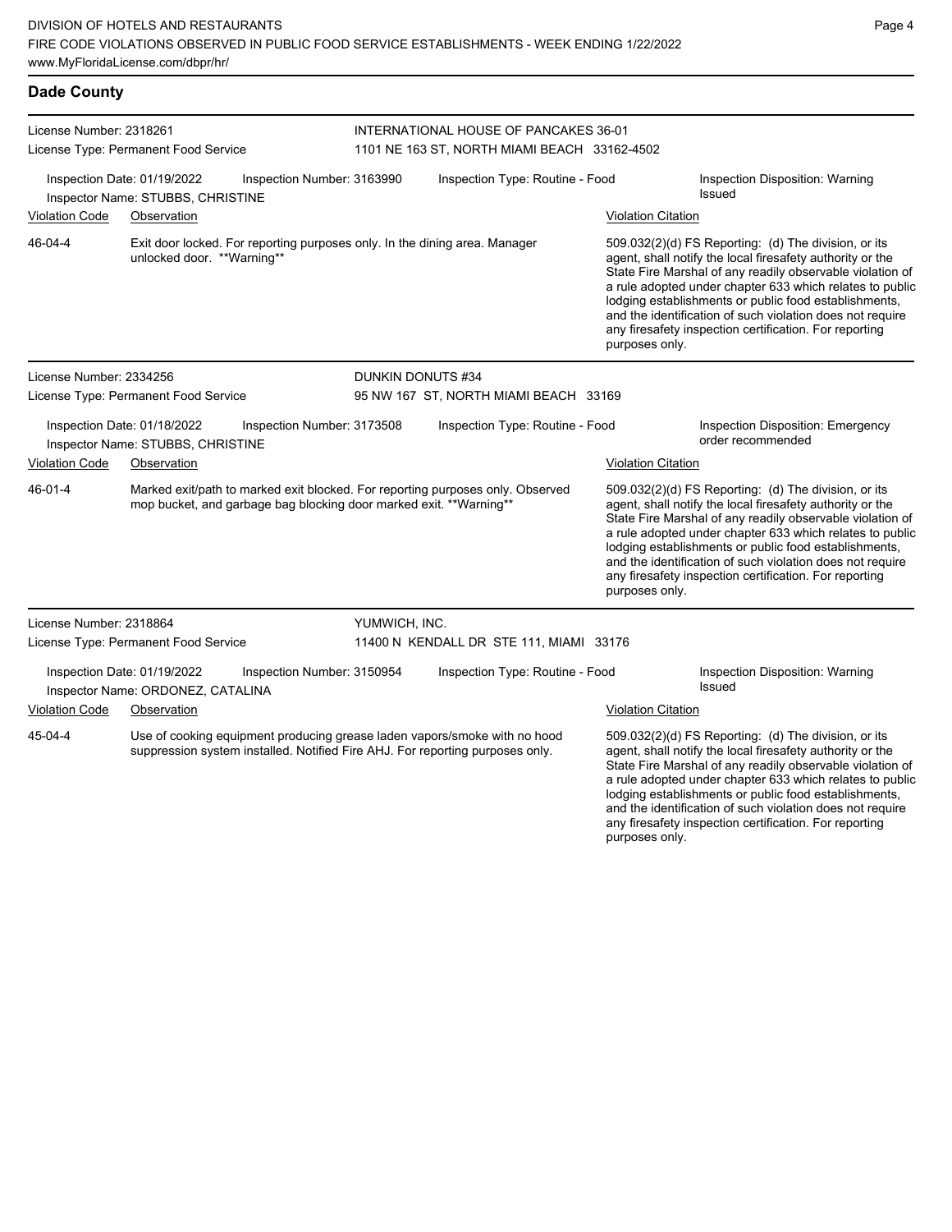## Dade County

**License Number:** 2318261
**License Type:** Permanent Food Service

INTERNATIONAL HOUSE OF PANCAKES 36-01
1101 NE 163 ST, NORTH MIAMI BEACH 33162-4502

**Inspection Date:** 01/19/2022 | **Inspection Number:** 3163990 | **Inspection Type:** Routine - Food | **Inspection Disposition:** Warning Issued
**Inspector Name:** STUBBS, CHRISTINE

| Violation Code | Observation | Violation Citation |
|---|---|---|
| 46-04-4 | Exit door locked. For reporting purposes only. In the dining area. Manager unlocked door. **Warning** | 509.032(2)(d) FS Reporting: (d) The division, or its agent, shall notify the local firesafety authority or the State Fire Marshal of any readily observable violation of a rule adopted under chapter 633 which relates to public lodging establishments or public food establishments, and the identification of such violation does not require any firesafety inspection certification. For reporting purposes only. |

**License Number:** 2334256
**License Type:** Permanent Food Service

DUNKIN DONUTS #34
95 NW 167 ST, NORTH MIAMI BEACH 33169

**Inspection Date:** 01/18/2022 | **Inspection Number:** 3173508 | **Inspection Type:** Routine - Food | **Inspection Disposition:** Emergency order recommended
**Inspector Name:** STUBBS, CHRISTINE

| Violation Code | Observation | Violation Citation |
|---|---|---|
| 46-01-4 | Marked exit/path to marked exit blocked. For reporting purposes only. Observed mop bucket, and garbage bag blocking door marked exit. **Warning** | 509.032(2)(d) FS Reporting: (d) The division, or its agent, shall notify the local firesafety authority or the State Fire Marshal of any readily observable violation of a rule adopted under chapter 633 which relates to public lodging establishments or public food establishments, and the identification of such violation does not require any firesafety inspection certification. For reporting purposes only. |

**License Number:** 2318864
**License Type:** Permanent Food Service

YUMWICH, INC.
11400 N KENDALL DR STE 111, MIAMI 33176

**Inspection Date:** 01/19/2022 | **Inspection Number:** 3150954 | **Inspection Type:** Routine - Food | **Inspection Disposition:** Warning Issued
**Inspector Name:** ORDONEZ, CATALINA

| Violation Code | Observation | Violation Citation |
|---|---|---|
| 45-04-4 | Use of cooking equipment producing grease laden vapors/smoke with no hood suppression system installed. Notified Fire AHJ. For reporting purposes only. | 509.032(2)(d) FS Reporting: (d) The division, or its agent, shall notify the local firesafety authority or the State Fire Marshal of any readily observable violation of a rule adopted under chapter 633 which relates to public lodging establishments or public food establishments, and the identification of such violation does not require any firesafety inspection certification. For reporting purposes only. |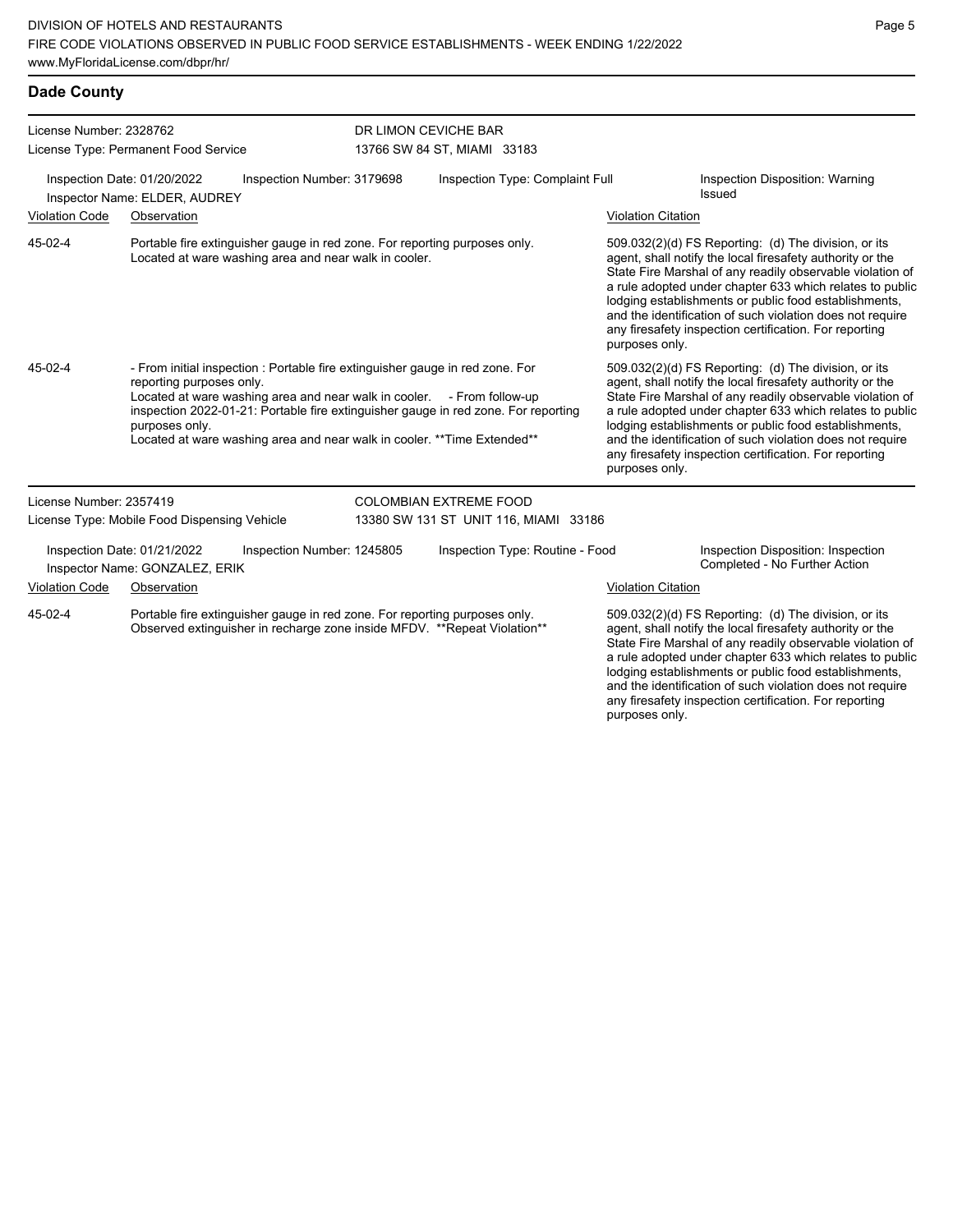## Dade County

**License Number:** 2328762
**License Type:** Permanent Food Service
**DR LIMON CEVICHE BAR**
13766 SW 84 ST, MIAMI 33183

Inspection Date: 01/20/2022
Inspection Number: 3179698
Inspection Type: Complaint Full
Inspection Disposition: Warning Issued
Inspector Name: ELDER, AUDREY

| Violation Code | Observation | Violation Citation |
| --- | --- | --- |
| 45-02-4 | Portable fire extinguisher gauge in red zone. For reporting purposes only. Located at ware washing area and near walk in cooler. | 509.032(2)(d) FS Reporting: (d) The division, or its agent, shall notify the local firesafety authority or the State Fire Marshal of any readily observable violation of a rule adopted under chapter 633 which relates to public lodging establishments or public food establishments, and the identification of such violation does not require any firesafety inspection certification. For reporting purposes only. |
| 45-02-4 | - From initial inspection : Portable fire extinguisher gauge in red zone. For reporting purposes only. Located at ware washing area and near walk in cooler. - From follow-up inspection 2022-01-21: Portable fire extinguisher gauge in red zone. For reporting purposes only. Located at ware washing area and near walk in cooler. **Time Extended** | 509.032(2)(d) FS Reporting: (d) The division, or its agent, shall notify the local firesafety authority or the State Fire Marshal of any readily observable violation of a rule adopted under chapter 633 which relates to public lodging establishments or public food establishments, and the identification of such violation does not require any firesafety inspection certification. For reporting purposes only. |

**License Number:** 2357419
**License Type:** Mobile Food Dispensing Vehicle
**COLOMBIAN EXTREME FOOD**
13380 SW 131 ST UNIT 116, MIAMI 33186

Inspection Date: 01/21/2022
Inspection Number: 1245805
Inspection Type: Routine - Food
Inspection Disposition: Inspection Completed - No Further Action
Inspector Name: GONZALEZ, ERIK

| Violation Code | Observation | Violation Citation |
| --- | --- | --- |
| 45-02-4 | Portable fire extinguisher gauge in red zone. For reporting purposes only. Observed extinguisher in recharge zone inside MFDV. **Repeat Violation** | 509.032(2)(d) FS Reporting: (d) The division, or its agent, shall notify the local firesafety authority or the State Fire Marshal of any readily observable violation of a rule adopted under chapter 633 which relates to public lodging establishments or public food establishments, and the identification of such violation does not require any firesafety inspection certification. For reporting purposes only. |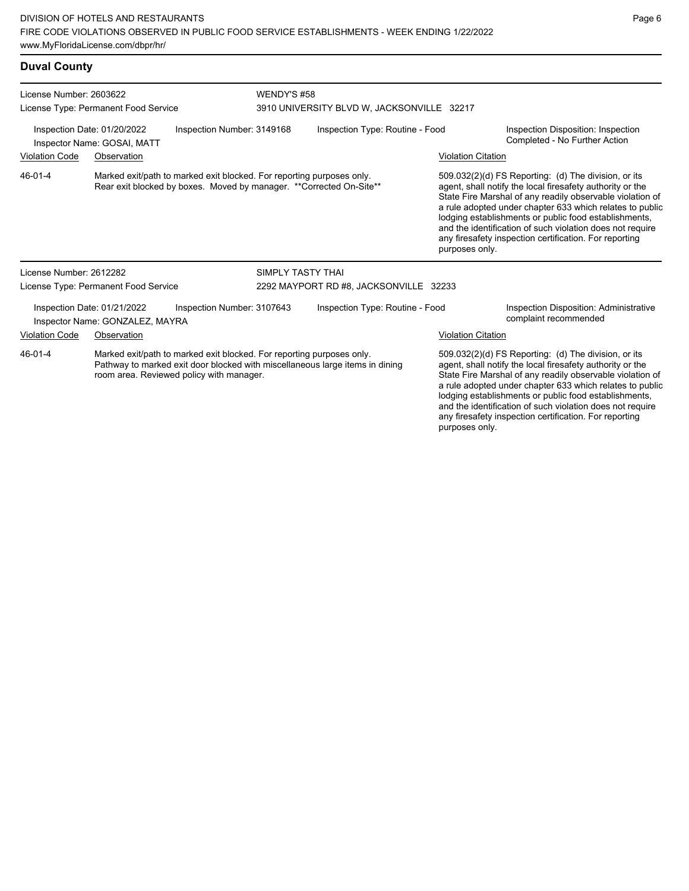## Duval County

License Number: 2603622
License Type: Permanent Food Service

WENDY'S #58
3910 UNIVERSITY BLVD W, JACKSONVILLE 32217

Inspection Date: 01/20/2022
Inspector Name: GOSAI, MATT
Inspection Number: 3149168
Inspection Type: Routine - Food
Inspection Disposition: Inspection Completed - No Further Action

| Violation Code | Observation | Violation Citation |
|---|---|---|
| 46-01-4 | Marked exit/path to marked exit blocked. For reporting purposes only. Rear exit blocked by boxes. Moved by manager. **Corrected On-Site** | 509.032(2)(d) FS Reporting: (d) The division, or its agent, shall notify the local firesafety authority or the State Fire Marshal of any readily observable violation of a rule adopted under chapter 633 which relates to public lodging establishments or public food establishments, and the identification of such violation does not require any firesafety inspection certification. For reporting purposes only. |

License Number: 2612282
License Type: Permanent Food Service

SIMPLY TASTY THAI
2292 MAYPORT RD #8, JACKSONVILLE 32233

Inspection Date: 01/21/2022
Inspector Name: GONZALEZ, MAYRA
Inspection Number: 3107643
Inspection Type: Routine - Food
Inspection Disposition: Administrative complaint recommended

| Violation Code | Observation | Violation Citation |
|---|---|---|
| 46-01-4 | Marked exit/path to marked exit blocked. For reporting purposes only. Pathway to marked exit door blocked with miscellaneous large items in dining room area. Reviewed policy with manager. | 509.032(2)(d) FS Reporting: (d) The division, or its agent, shall notify the local firesafety authority or the State Fire Marshal of any readily observable violation of a rule adopted under chapter 633 which relates to public lodging establishments or public food establishments, and the identification of such violation does not require any firesafety inspection certification. For reporting purposes only. |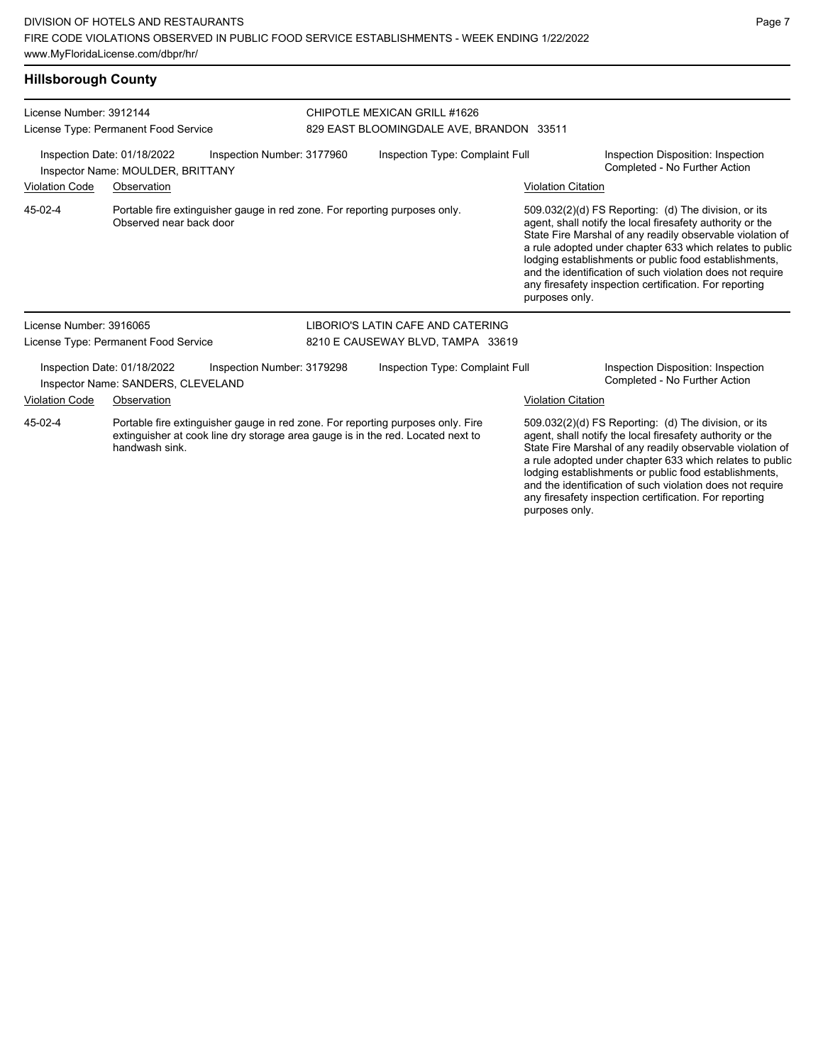## Hillsborough County

License Number: 3912144
License Type: Permanent Food Service

CHIPOTLE MEXICAN GRILL #1626
829 EAST BLOOMINGDALE AVE, BRANDON 33511

Inspection Date: 01/18/2022
Inspection Number: 3177960
Inspection Type: Complaint Full
Inspection Disposition: Inspection Completed - No Further Action
Inspector Name: MOULDER, BRITTANY

| Violation Code | Observation | Violation Citation |
|---|---|---|
| 45-02-4 | Portable fire extinguisher gauge in red zone. For reporting purposes only. Observed near back door | 509.032(2)(d) FS Reporting: (d) The division, or its agent, shall notify the local firesafety authority or the State Fire Marshal of any readily observable violation of a rule adopted under chapter 633 which relates to public lodging establishments or public food establishments, and the identification of such violation does not require any firesafety inspection certification. For reporting purposes only. |

License Number: 3916065
License Type: Permanent Food Service

LIBORIO'S LATIN CAFE AND CATERING
8210 E CAUSEWAY BLVD, TAMPA 33619

Inspection Date: 01/18/2022
Inspection Number: 3179298
Inspection Type: Complaint Full
Inspection Disposition: Inspection Completed - No Further Action
Inspector Name: SANDERS, CLEVELAND

| Violation Code | Observation | Violation Citation |
|---|---|---|
| 45-02-4 | Portable fire extinguisher gauge in red zone. For reporting purposes only. Fire extinguisher at cook line dry storage area gauge is in the red. Located next to handwash sink. | 509.032(2)(d) FS Reporting: (d) The division, or its agent, shall notify the local firesafety authority or the State Fire Marshal of any readily observable violation of a rule adopted under chapter 633 which relates to public lodging establishments or public food establishments, and the identification of such violation does not require any firesafety inspection certification. For reporting purposes only. |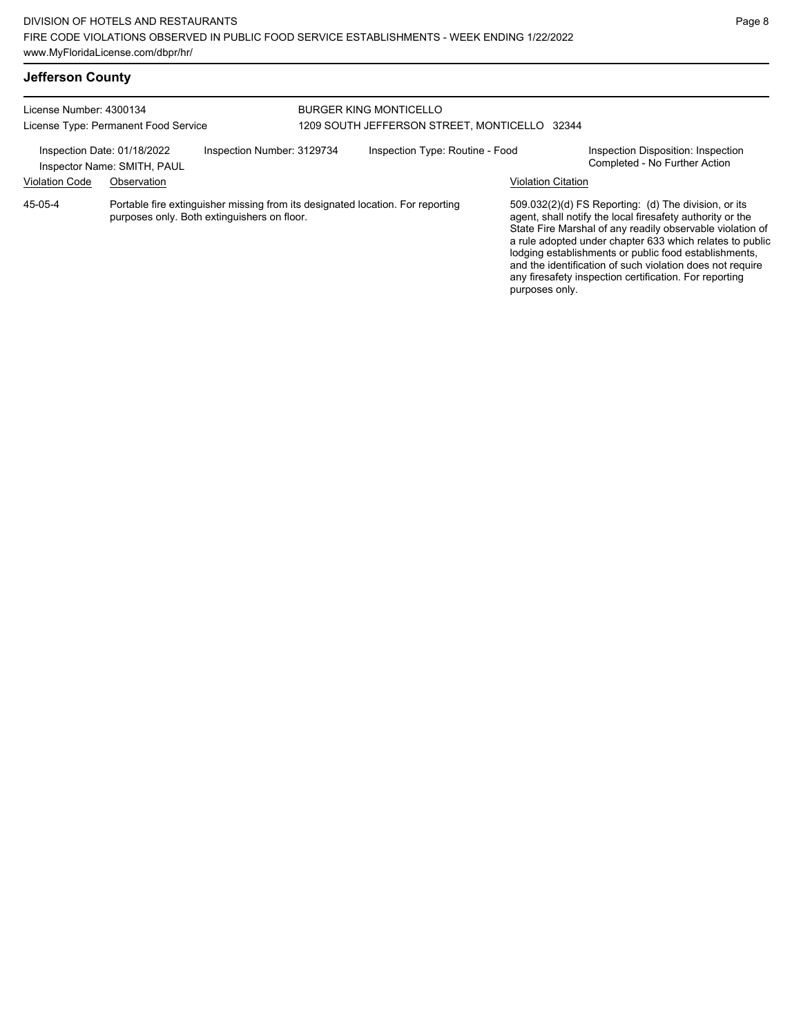## Jefferson County

License Number: 4300134
License Type: Permanent Food Service

BURGER KING MONTICELLO
1209 SOUTH JEFFERSON STREET, MONTICELLO 32344

Inspection Date: 01/18/2022
Inspector Name: SMITH, PAUL
Inspection Number: 3129734
Inspection Type: Routine - Food
Inspection Disposition: Inspection Completed - No Further Action

| Violation Code | Observation | Violation Citation |
| --- | --- | --- |
| 45-05-4 | Portable fire extinguisher missing from its designated location. For reporting purposes only. Both extinguishers on floor. | 509.032(2)(d) FS Reporting: (d) The division, or its agent, shall notify the local firesafety authority or the State Fire Marshal of any readily observable violation of a rule adopted under chapter 633 which relates to public lodging establishments or public food establishments, and the identification of such violation does not require any firesafety inspection certification. For reporting purposes only. |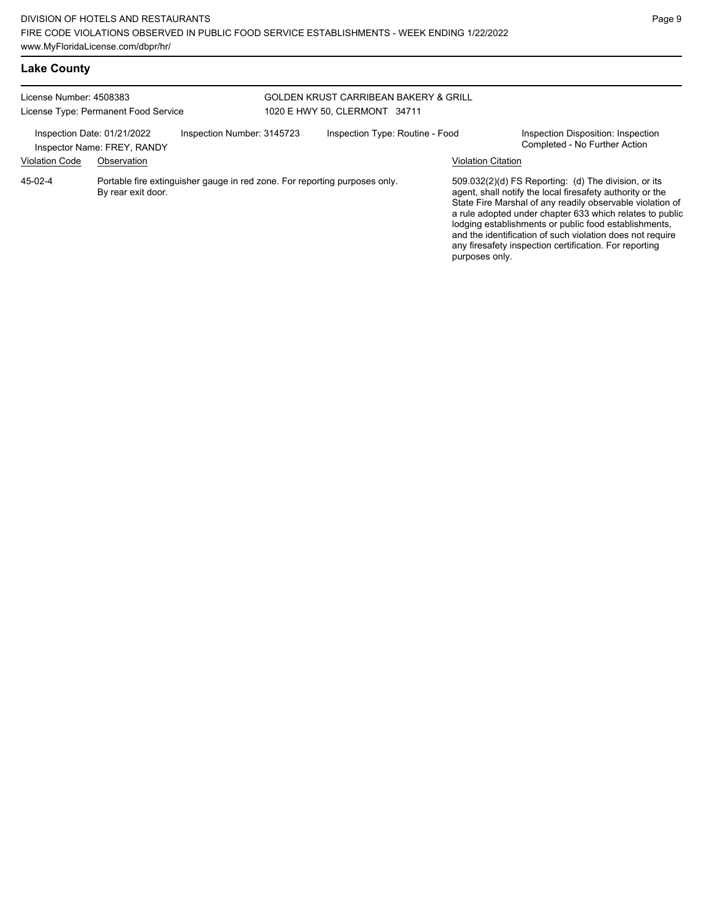## Lake County

License Number: 4508383
License Type: Permanent Food Service

GOLDEN KRUST CARRIBEAN BAKERY & GRILL
1020 E HWY 50, CLERMONT 34711

Inspection Date: 01/21/2022
Inspector Name: FREY, RANDY
Inspection Number: 3145723
Inspection Type: Routine - Food
Inspection Disposition: Inspection Completed - No Further Action

| Violation Code | Observation | Violation Citation |
| --- | --- | --- |
| 45-02-4 | Portable fire extinguisher gauge in red zone. For reporting purposes only. By rear exit door. | 509.032(2)(d) FS Reporting: (d) The division, or its agent, shall notify the local firesafety authority or the State Fire Marshal of any readily observable violation of a rule adopted under chapter 633 which relates to public lodging establishments or public food establishments, and the identification of such violation does not require any firesafety inspection certification. For reporting purposes only. |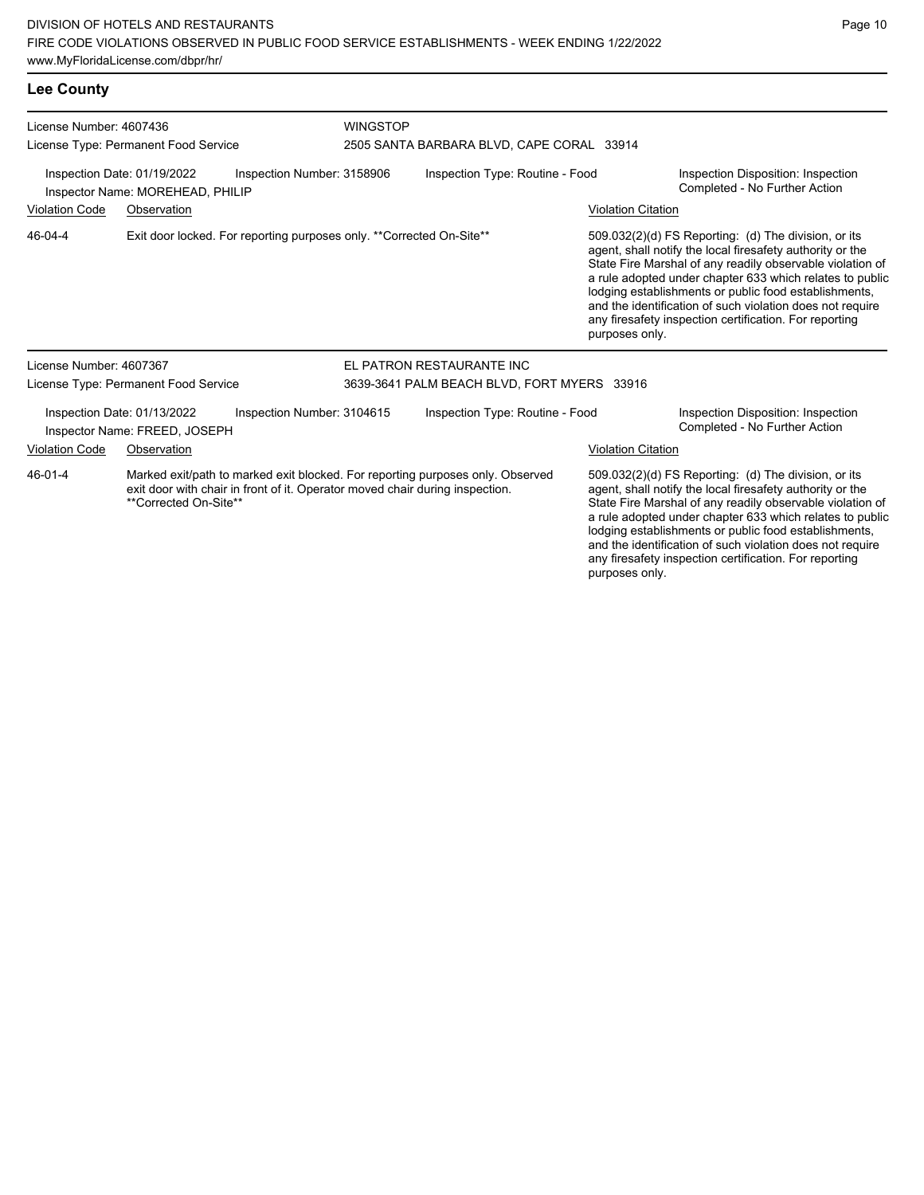## Lee County

**License Number:** 4607436
**License Type:** Permanent Food Service

**WINGSTOP**
2505 SANTA BARBARA BLVD, CAPE CORAL 33914

Inspection Date: 01/19/2022
Inspector Name: MOREHEAD, PHILIP
Inspection Number: 3158906
Inspection Type: Routine - Food
Inspection Disposition: Inspection Completed - No Further Action

| Violation Code | Observation | Violation Citation |
|---|---|---|
| 46-04-4 | Exit door locked. For reporting purposes only. **Corrected On-Site** | 509.032(2)(d) FS Reporting: (d) The division, or its agent, shall notify the local firesafety authority or the State Fire Marshal of any readily observable violation of a rule adopted under chapter 633 which relates to public lodging establishments or public food establishments, and the identification of such violation does not require any firesafety inspection certification. For reporting purposes only. |

**License Number:** 4607367
**License Type:** Permanent Food Service

**EL PATRON RESTAURANTE INC**
3639-3641 PALM BEACH BLVD, FORT MYERS 33916

Inspection Date: 01/13/2022
Inspector Name: FREED, JOSEPH
Inspection Number: 3104615
Inspection Type: Routine - Food
Inspection Disposition: Inspection Completed - No Further Action

| Violation Code | Observation | Violation Citation |
|---|---|---|
| 46-01-4 | Marked exit/path to marked exit blocked. For reporting purposes only. Observed exit door with chair in front of it. Operator moved chair during inspection. **Corrected On-Site** | 509.032(2)(d) FS Reporting: (d) The division, or its agent, shall notify the local firesafety authority or the State Fire Marshal of any readily observable violation of a rule adopted under chapter 633 which relates to public lodging establishments or public food establishments, and the identification of such violation does not require any firesafety inspection certification. For reporting purposes only. |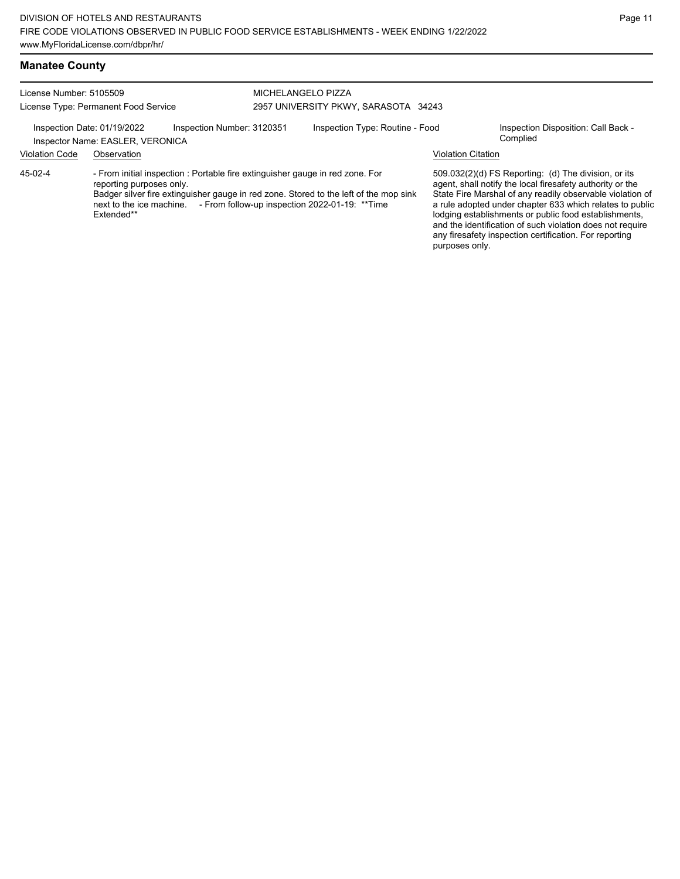## Manatee County

License Number: 5105509
License Type: Permanent Food Service

MICHELANGELO PIZZA
2957 UNIVERSITY PKWY, SARASOTA 34243

Inspection Date: 01/19/2022 | Inspection Number: 3120351 | Inspection Type: Routine - Food | Inspection Disposition: Call Back - Complied

Inspector Name: EASLER, VERONICA

| Violation Code | Observation | Violation Citation |
|---|---|---|
| 45-02-4 | - From initial inspection : Portable fire extinguisher gauge in red zone. For reporting purposes only. Badger silver fire extinguisher gauge in red zone. Stored to the left of the mop sink next to the ice machine. - From follow-up inspection 2022-01-19: **Time Extended** | 509.032(2)(d) FS Reporting: (d) The division, or its agent, shall notify the local firesafety authority or the State Fire Marshal of any readily observable violation of a rule adopted under chapter 633 which relates to public lodging establishments or public food establishments, and the identification of such violation does not require any firesafety inspection certification. For reporting purposes only. |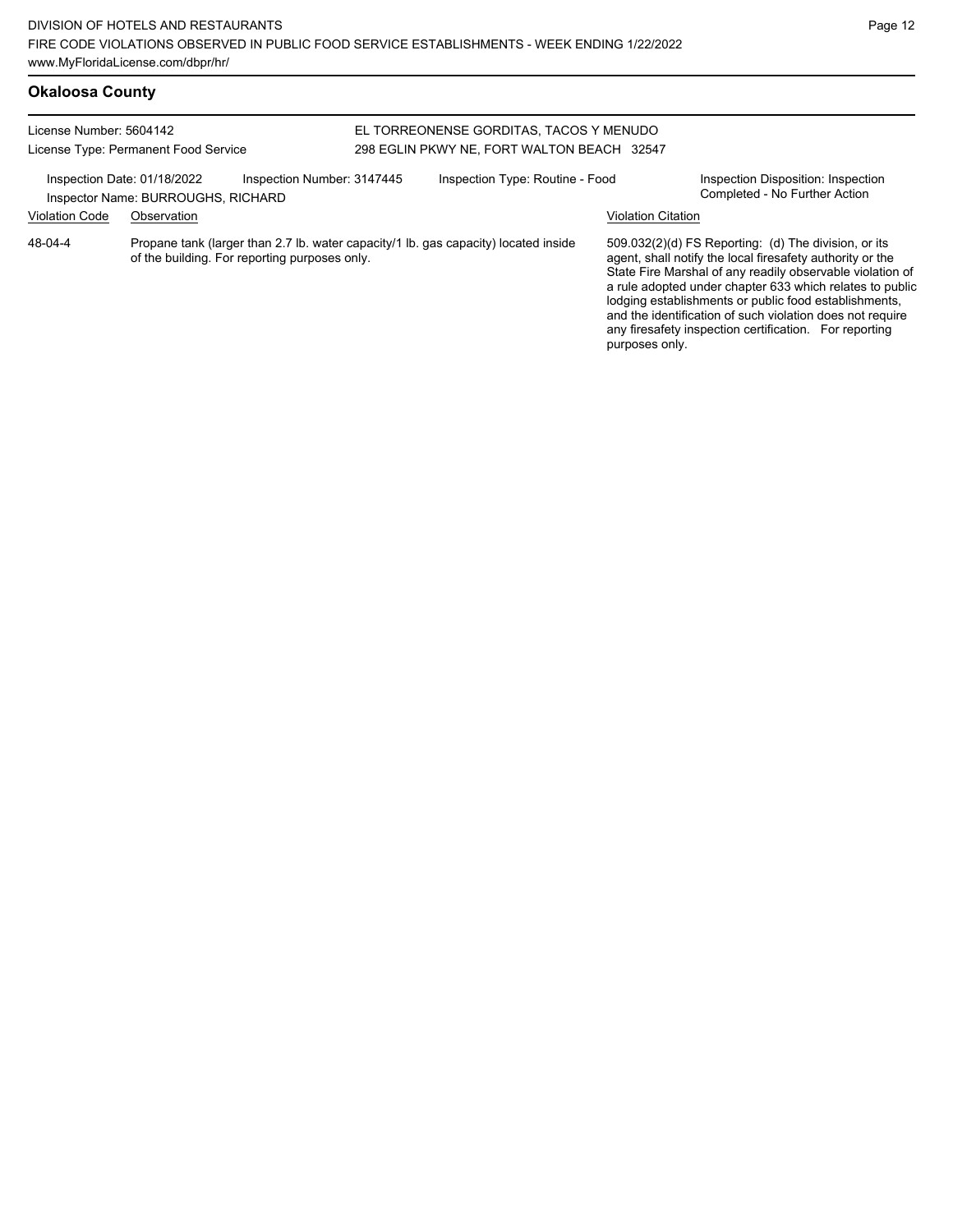## Okaloosa County

License Number: 5604142
License Type: Permanent Food Service

EL TORREONENSE GORDITAS, TACOS Y MENUDO
298 EGLIN PKWY NE, FORT WALTON BEACH 32547

Inspection Date: 01/18/2022
Inspector Name: BURROUGHS, RICHARD
Inspection Number: 3147445
Inspection Type: Routine - Food
Inspection Disposition: Inspection Completed - No Further Action

| Violation Code | Observation | Violation Citation |
|---|---|---|
| 48-04-4 | Propane tank (larger than 2.7 lb. water capacity/1 lb. gas capacity) located inside of the building. For reporting purposes only. | 509.032(2)(d) FS Reporting: (d) The division, or its agent, shall notify the local firesafety authority or the State Fire Marshal of any readily observable violation of a rule adopted under chapter 633 which relates to public lodging establishments or public food establishments, and the identification of such violation does not require any firesafety inspection certification. For reporting purposes only. |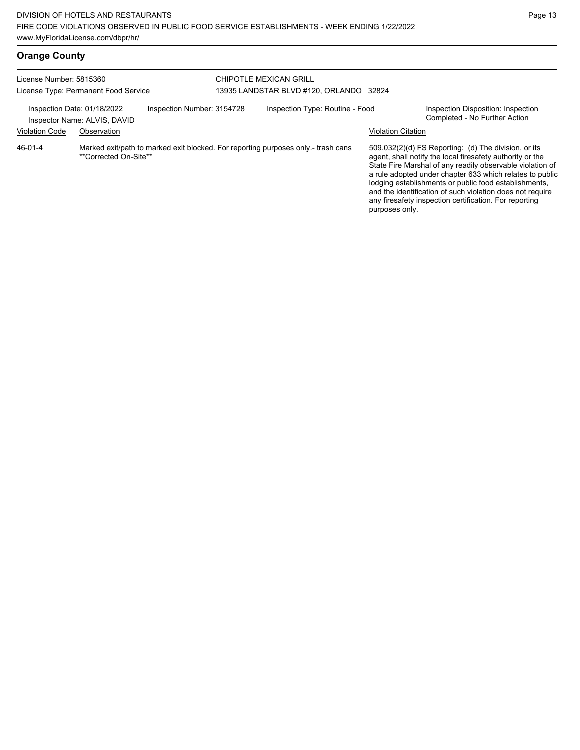## Orange County

License Number: 5815360
License Type: Permanent Food Service

CHIPOTLE MEXICAN GRILL
13935 LANDSTAR BLVD #120, ORLANDO 32824

Inspection Date: 01/18/2022
Inspector Name: ALVIS, DAVID
Inspection Number: 3154728
Inspection Type: Routine - Food
Inspection Disposition: Inspection Completed - No Further Action

| Violation Code | Observation | Violation Citation |
|---|---|---|
| 46-01-4 | Marked exit/path to marked exit blocked. For reporting purposes only.- trash cans **Corrected On-Site** | 509.032(2)(d) FS Reporting: (d) The division, or its agent, shall notify the local firesafety authority or the State Fire Marshal of any readily observable violation of a rule adopted under chapter 633 which relates to public lodging establishments or public food establishments, and the identification of such violation does not require any firesafety inspection certification. For reporting purposes only. |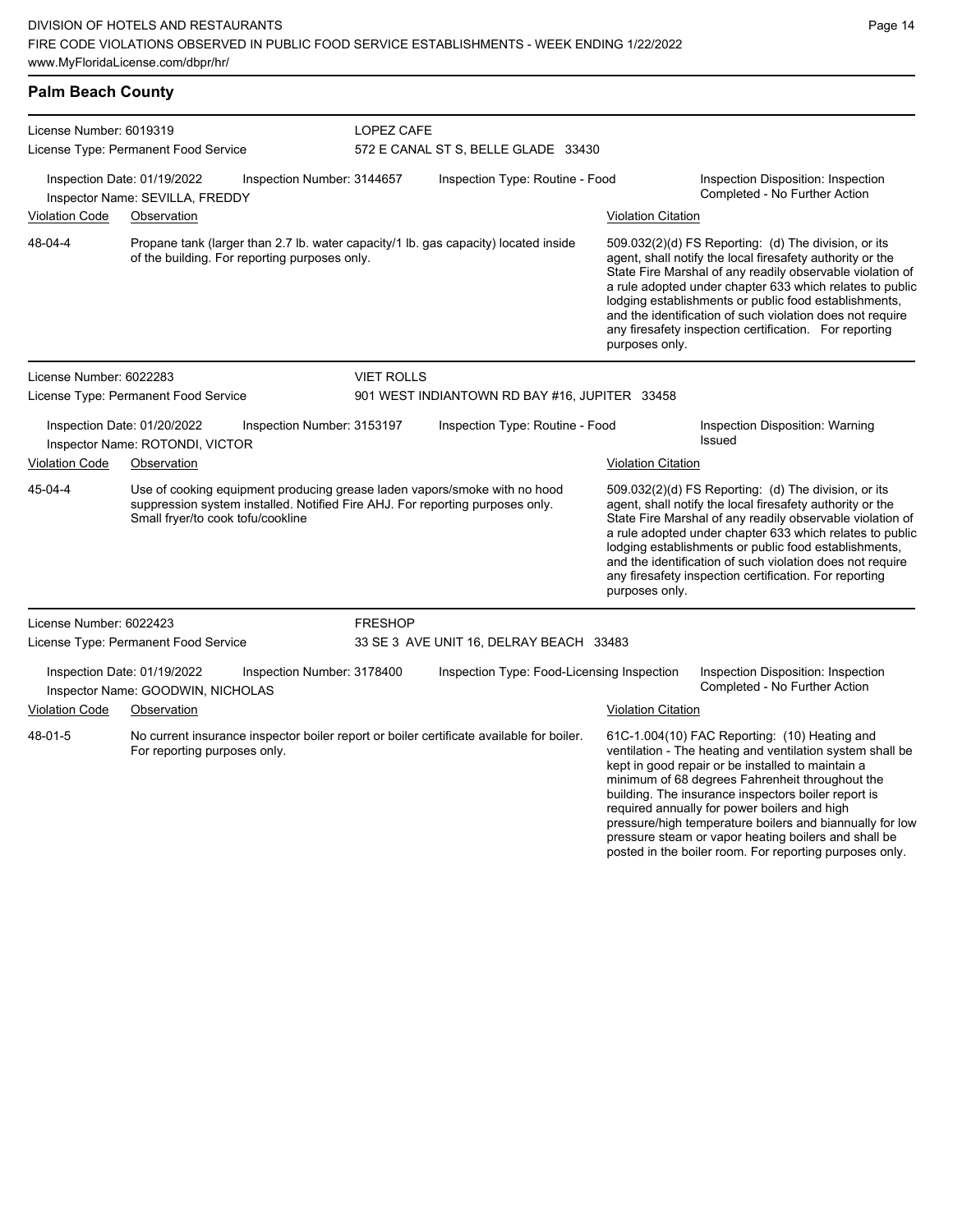## Palm Beach County

**License Number:** 6019319
**License Type:** Permanent Food Service

**LOPEZ CAFE**
572 E CANAL ST S, BELLE GLADE 33430

Inspection Date: 01/19/2022
Inspection Number: 3144657
Inspection Type: Routine - Food
Inspection Disposition: Inspection Completed - No Further Action
Inspector Name: SEVILLA, FREDDY

| Violation Code | Observation | Violation Citation |
| --- | --- | --- |
| 48-04-4 | Propane tank (larger than 2.7 lb. water capacity/1 lb. gas capacity) located inside of the building. For reporting purposes only. | 509.032(2)(d) FS Reporting: (d) The division, or its agent, shall notify the local firesafety authority or the State Fire Marshal of any readily observable violation of a rule adopted under chapter 633 which relates to public lodging establishments or public food establishments, and the identification of such violation does not require any firesafety inspection certification. For reporting purposes only. |

---

**License Number:** 6022283
**License Type:** Permanent Food Service

**VIET ROLLS**
901 WEST INDIANTOWN RD BAY #16, JUPITER 33458

Inspection Date: 01/20/2022
Inspection Number: 3153197
Inspection Type: Routine - Food
Inspection Disposition: Warning Issued
Inspector Name: ROTONDI, VICTOR

| Violation Code | Observation | Violation Citation |
| --- | --- | --- |
| 45-04-4 | Use of cooking equipment producing grease laden vapors/smoke with no hood suppression system installed. Notified Fire AHJ. For reporting purposes only. Small fryer/to cook tofu/cookline | 509.032(2)(d) FS Reporting: (d) The division, or its agent, shall notify the local firesafety authority or the State Fire Marshal of any readily observable violation of a rule adopted under chapter 633 which relates to public lodging establishments or public food establishments, and the identification of such violation does not require any firesafety inspection certification. For reporting purposes only. |

---

**License Number:** 6022423
**License Type:** Permanent Food Service

**FRESHOP**
33 SE 3 AVE UNIT 16, DELRAY BEACH 33483

Inspection Date: 01/19/2022
Inspection Number: 3178400
Inspection Type: Food-Licensing Inspection
Inspection Disposition: Inspection Completed - No Further Action
Inspector Name: GOODWIN, NICHOLAS

| Violation Code | Observation | Violation Citation |
| --- | --- | --- |
| 48-01-5 | No current insurance inspector boiler report or boiler certificate available for boiler. For reporting purposes only. | 61C-1.004(10) FAC Reporting: (10) Heating and ventilation - The heating and ventilation system shall be kept in good repair or be installed to maintain a minimum of 68 degrees Fahrenheit throughout the building. The insurance inspectors boiler report is required annually for power boilers and high pressure/high temperature boilers and biannually for low pressure steam or vapor heating boilers and shall be posted in the boiler room. For reporting purposes only. |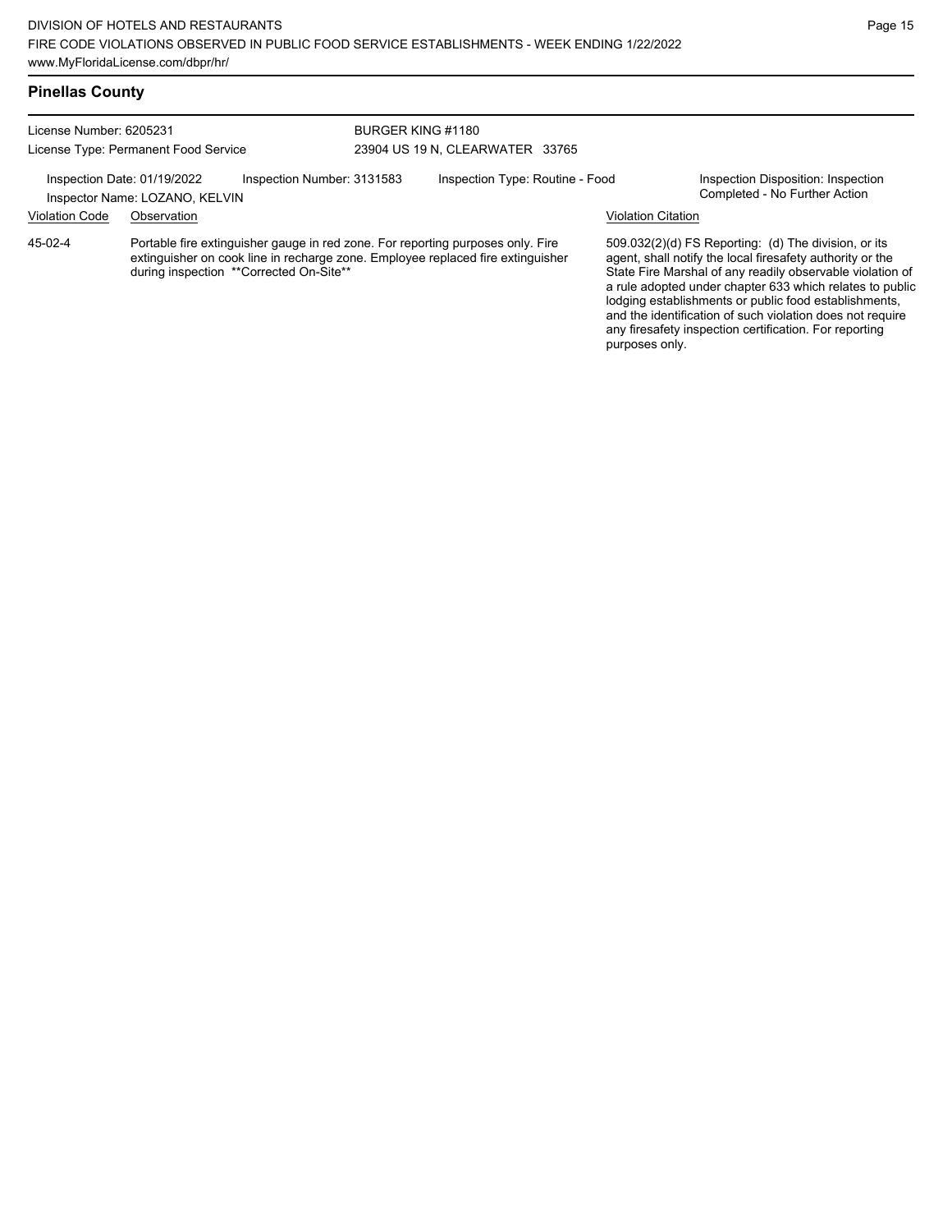## Pinellas County

License Number: 6205231
License Type: Permanent Food Service

BURGER KING #1180
23904 US 19 N, CLEARWATER 33765

Inspection Date: 01/19/2022
Inspector Name: LOZANO, KELVIN
Inspection Number: 3131583
Inspection Type: Routine - Food
Inspection Disposition: Inspection Completed - No Further Action

| Violation Code | Observation | Violation Citation |
|---|---|---|
| 45-02-4 | Portable fire extinguisher gauge in red zone. For reporting purposes only. Fire extinguisher on cook line in recharge zone. Employee replaced fire extinguisher during inspection **Corrected On-Site** | 509.032(2)(d) FS Reporting: (d) The division, or its agent, shall notify the local firesafety authority or the State Fire Marshal of any readily observable violation of a rule adopted under chapter 633 which relates to public lodging establishments or public food establishments, and the identification of such violation does not require any firesafety inspection certification. For reporting purposes only. |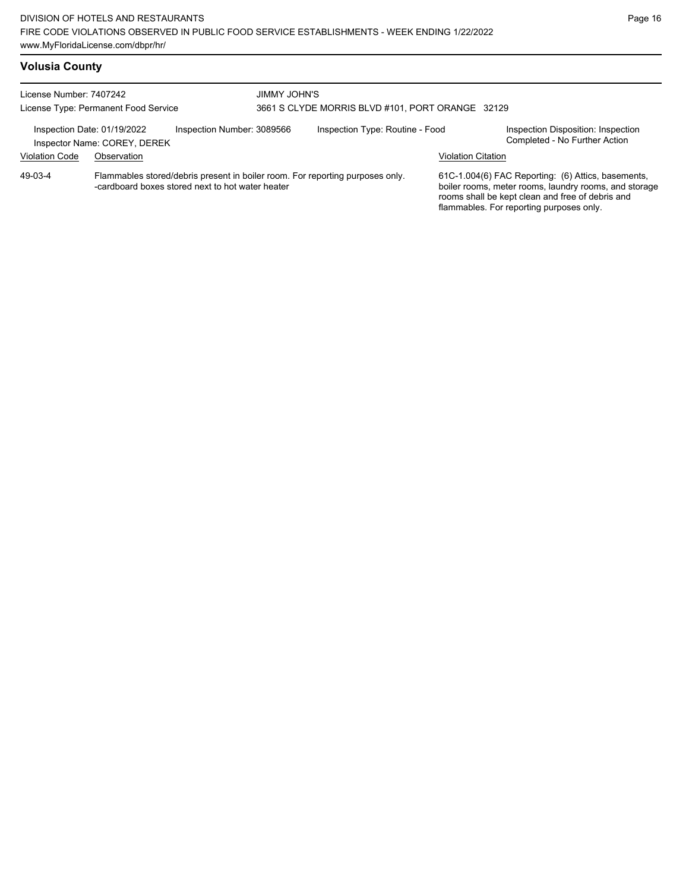## Volusia County

License Number: 7407242
License Type: Permanent Food Service

JIMMY JOHN'S
3661 S CLYDE MORRIS BLVD #101, PORT ORANGE 32129

Inspection Date: 01/19/2022
Inspector Name: COREY, DEREK
Inspection Number: 3089566
Inspection Type: Routine - Food
Inspection Disposition: Inspection Completed - No Further Action

| Violation Code | Observation | Violation Citation |
| --- | --- | --- |
| 49-03-4 | Flammables stored/debris present in boiler room. For reporting purposes only. -cardboard boxes stored next to hot water heater | 61C-1.004(6) FAC Reporting: (6) Attics, basements, boiler rooms, meter rooms, laundry rooms, and storage rooms shall be kept clean and free of debris and flammables. For reporting purposes only. |